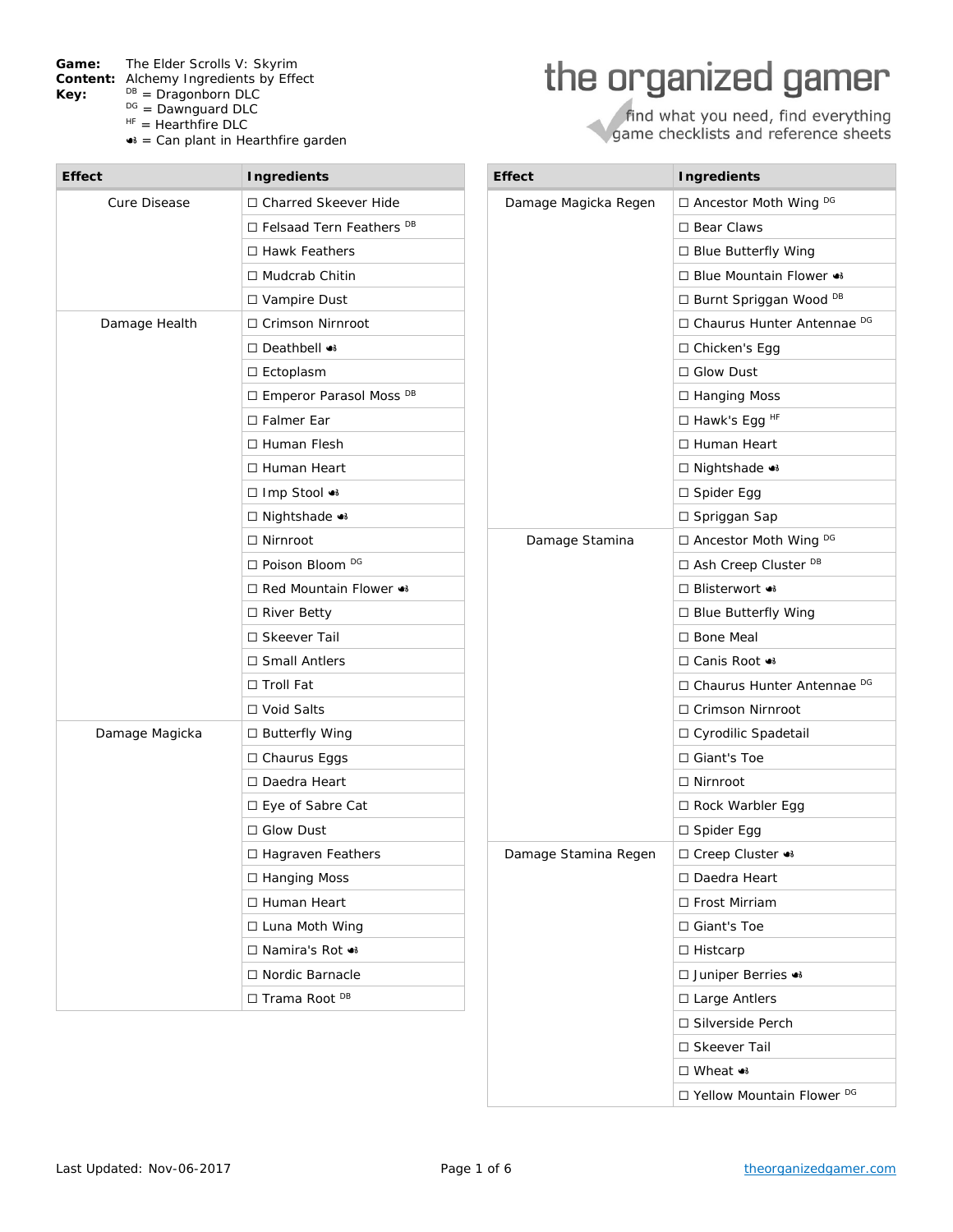**Game:** The Elder Scrolls V: Skyrim
**Content:** Alchemy Ingredients by Effect
**Key:**
DB = Dragonborn DLC
DG = Dawnguard DLC
HF = Hearthfire DLC
🌱 = Can plant in Hearthfire garden

the organized gamer
find what you need, find everything
game checklists and reference sheets

| Effect | Ingredients |
| --- | --- |
| Cure Disease | ☐ Charred Skeever Hide |
| | ☐ Felsaad Tern Feathers DB |
| | ☐ Hawk Feathers |
| | ☐ Mudcrab Chitin |
| | ☐ Vampire Dust |
| Damage Health | ☐ Crimson Nirnroot |
| | ☐ Deathbell 🌱 |
| | ☐ Ectoplasm |
| | ☐ Emperor Parasol Moss DB |
| | ☐ Falmer Ear |
| | ☐ Human Flesh |
| | ☐ Human Heart |
| | ☐ Imp Stool 🌱 |
| | ☐ Nightshade 🌱 |
| | ☐ Nirnroot |
| | ☐ Poison Bloom DG |
| | ☐ Red Mountain Flower 🌱 |
| | ☐ River Betty |
| | ☐ Skeever Tail |
| | ☐ Small Antlers |
| | ☐ Troll Fat |
| | ☐ Void Salts |
| Damage Magicka | ☐ Butterfly Wing |
| | ☐ Chaurus Eggs |
| | ☐ Daedra Heart |
| | ☐ Eye of Sabre Cat |
| | ☐ Glow Dust |
| | ☐ Hagraven Feathers |
| | ☐ Hanging Moss |
| | ☐ Human Heart |
| | ☐ Luna Moth Wing |
| | ☐ Namira's Rot 🌱 |
| | ☐ Nordic Barnacle |
| | ☐ Trama Root DB |

| Effect | Ingredients |
| --- | --- |
| Damage Magicka Regen | ☐ Ancestor Moth Wing DG |
| | ☐ Bear Claws |
| | ☐ Blue Butterfly Wing |
| | ☐ Blue Mountain Flower 🌱 |
| | ☐ Burnt Spriggan Wood DB |
| | ☐ Chaurus Hunter Antennae DG |
| | ☐ Chicken's Egg |
| | ☐ Glow Dust |
| | ☐ Hanging Moss |
| | ☐ Hawk's Egg HF |
| | ☐ Human Heart |
| | ☐ Nightshade 🌱 |
| | ☐ Spider Egg |
| | ☐ Spriggan Sap |
| Damage Stamina | ☐ Ancestor Moth Wing DG |
| | ☐ Ash Creep Cluster DB |
| | ☐ Blisterwort 🌱 |
| | ☐ Blue Butterfly Wing |
| | ☐ Bone Meal |
| | ☐ Canis Root 🌱 |
| | ☐ Chaurus Hunter Antennae DG |
| | ☐ Crimson Nirnroot |
| | ☐ Cyrodilic Spadetail |
| | ☐ Giant's Toe |
| | ☐ Nirnroot |
| | ☐ Rock Warbler Egg |
| | ☐ Spider Egg |
| Damage Stamina Regen | ☐ Creep Cluster 🌱 |
| | ☐ Daedra Heart |
| | ☐ Frost Mirriam |
| | ☐ Giant's Toe |
| | ☐ Histcarp |
| | ☐ Juniper Berries 🌱 |
| | ☐ Large Antlers |
| | ☐ Silverside Perch |
| | ☐ Skeever Tail |
| | ☐ Wheat 🌱 |
| | ☐ Yellow Mountain Flower DG |

Last Updated: Nov-06-2017

theorganizedgamer.com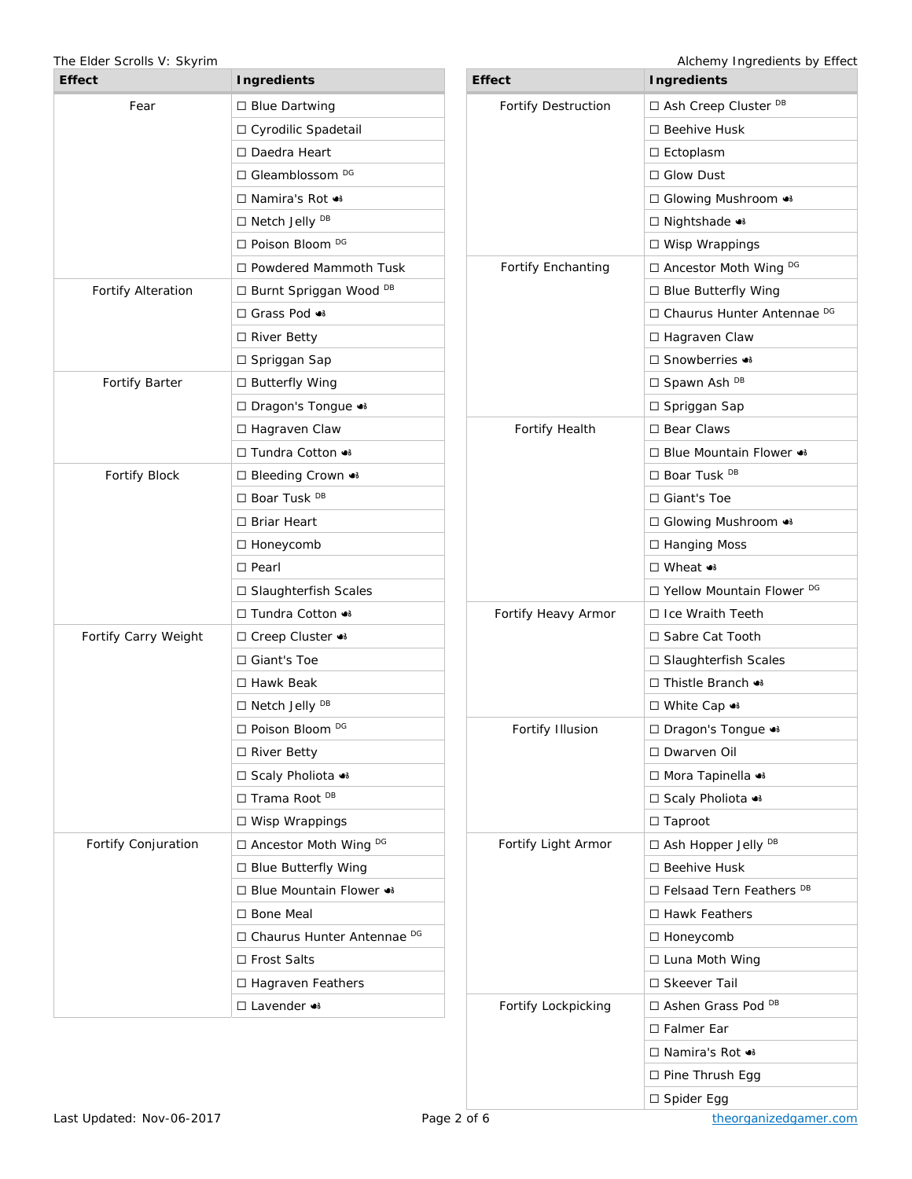| Effect | Ingredients |
|---|---|
| Fear | ☐ Blue Dartwing |
| | ☐ Cyrodilic Spadetail |
| | ☐ Daedra Heart |
| | ☐ Gleamblossom DG |
| | ☐ Namira's Rot ☙ |
| | ☐ Netch Jelly DB |
| | ☐ Poison Bloom DG |
| | ☐ Powdered Mammoth Tusk |
| Fortify Alteration | ☐ Burnt Spriggan Wood DB |
| | ☐ Grass Pod ☙ |
| | ☐ River Betty |
| | ☐ Spriggan Sap |
| Fortify Barter | ☐ Butterfly Wing |
| | ☐ Dragon's Tongue ☙ |
| | ☐ Hagraven Claw |
| | ☐ Tundra Cotton ☙ |
| Fortify Block | ☐ Bleeding Crown ☙ |
| | ☐ Boar Tusk DB |
| | ☐ Briar Heart |
| | ☐ Honeycomb |
| | ☐ Pearl |
| | ☐ Slaughterfish Scales |
| | ☐ Tundra Cotton ☙ |
| Fortify Carry Weight | ☐ Creep Cluster ☙ |
| | ☐ Giant's Toe |
| | ☐ Hawk Beak |
| | ☐ Netch Jelly DB |
| | ☐ Poison Bloom DG |
| | ☐ River Betty |
| | ☐ Scaly Pholiota ☙ |
| | ☐ Trama Root DB |
| | ☐ Wisp Wrappings |
| Fortify Conjuration | ☐ Ancestor Moth Wing DG |
| | ☐ Blue Butterfly Wing |
| | ☐ Blue Mountain Flower ☙ |
| | ☐ Bone Meal |
| | ☐ Chaurus Hunter Antennae DG |
| | ☐ Frost Salts |
| | ☐ Hagraven Feathers |
| | ☐ Lavender ☙ |

| Effect | Ingredients |
|---|---|
| Fortify Destruction | ☐ Ash Creep Cluster DB |
| | ☐ Beehive Husk |
| | ☐ Ectoplasm |
| | ☐ Glow Dust |
| | ☐ Glowing Mushroom ☙ |
| | ☐ Nightshade ☙ |
| | ☐ Wisp Wrappings |
| Fortify Enchanting | ☐ Ancestor Moth Wing DG |
| | ☐ Blue Butterfly Wing |
| | ☐ Chaurus Hunter Antennae DG |
| | ☐ Hagraven Claw |
| | ☐ Snowberries ☙ |
| | ☐ Spawn Ash DB |
| | ☐ Spriggan Sap |
| Fortify Health | ☐ Bear Claws |
| | ☐ Blue Mountain Flower ☙ |
| | ☐ Boar Tusk DB |
| | ☐ Giant's Toe |
| | ☐ Glowing Mushroom ☙ |
| | ☐ Hanging Moss |
| | ☐ Wheat ☙ |
| | ☐ Yellow Mountain Flower DG |
| Fortify Heavy Armor | ☐ Ice Wraith Teeth |
| | ☐ Sabre Cat Tooth |
| | ☐ Slaughterfish Scales |
| | ☐ Thistle Branch ☙ |
| | ☐ White Cap ☙ |
| Fortify Illusion | ☐ Dragon's Tongue ☙ |
| | ☐ Dwarven Oil |
| | ☐ Mora Tapinella ☙ |
| | ☐ Scaly Pholiota ☙ |
| | ☐ Taproot |
| Fortify Light Armor | ☐ Ash Hopper Jelly DB |
| | ☐ Beehive Husk |
| | ☐ Felsaad Tern Feathers DB |
| | ☐ Hawk Feathers |
| | ☐ Honeycomb |
| | ☐ Luna Moth Wing |
| | ☐ Skeever Tail |
| Fortify Lockpicking | ☐ Ashen Grass Pod DB |
| | ☐ Falmer Ear |
| | ☐ Namira's Rot ☙ |
| | ☐ Pine Thrush Egg |
| | ☐ Spider Egg |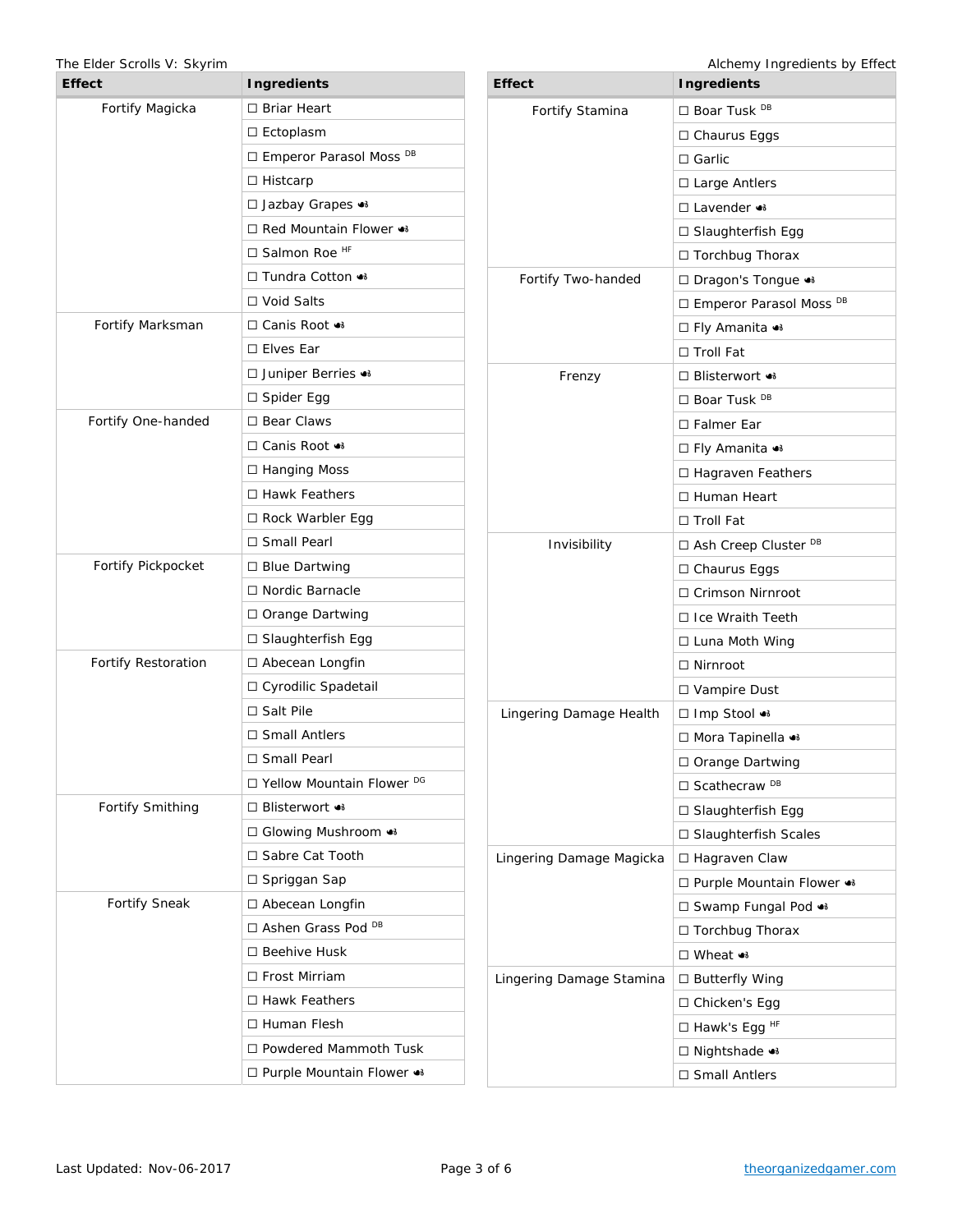| Effect | Ingredients |
|---|---|
| Fortify Magicka | ☐ Briar Heart |
| | ☐ Ectoplasm |
| | ☐ Emperor Parasol Moss [DB] |
| | ☐ Histcarp |
| | ☐ Jazbay Grapes |
| | ☐ Red Mountain Flower |
| | ☐ Salmon Roe [HF] |
| | ☐ Tundra Cotton |
| | ☐ Void Salts |
| Fortify Marksman | ☐ Canis Root |
| | ☐ Elves Ear |
| | ☐ Juniper Berries |
| | ☐ Spider Egg |
| Fortify One-handed | ☐ Bear Claws |
| | ☐ Canis Root |
| | ☐ Hanging Moss |
| | ☐ Hawk Feathers |
| | ☐ Rock Warbler Egg |
| | ☐ Small Pearl |
| Fortify Pickpocket | ☐ Blue Dartwing |
| | ☐ Nordic Barnacle |
| | ☐ Orange Dartwing |
| | ☐ Slaughterfish Egg |
| Fortify Restoration | ☐ Abecean Longfin |
| | ☐ Cyrodilic Spadetail |
| | ☐ Salt Pile |
| | ☐ Small Antlers |
| | ☐ Small Pearl |
| | ☐ Yellow Mountain Flower [DG] |
| Fortify Smithing | ☐ Blisterwort |
| | ☐ Glowing Mushroom |
| | ☐ Sabre Cat Tooth |
| | ☐ Spriggan Sap |
| Fortify Sneak | ☐ Abecean Longfin |
| | ☐ Ashen Grass Pod [DB] |
| | ☐ Beehive Husk |
| | ☐ Frost Mirriam |
| | ☐ Hawk Feathers |
| | ☐ Human Flesh |
| | ☐ Powdered Mammoth Tusk |
| | ☐ Purple Mountain Flower |

| Effect | Ingredients |
|---|---|
| Fortify Stamina | ☐ Boar Tusk [DB] |
| | ☐ Chaurus Eggs |
| | ☐ Garlic |
| | ☐ Large Antlers |
| | ☐ Lavender |
| | ☐ Slaughterfish Egg |
| | ☐ Torchbug Thorax |
| Fortify Two-handed | ☐ Dragon's Tongue |
| | ☐ Emperor Parasol Moss [DB] |
| | ☐ Fly Amanita |
| | ☐ Troll Fat |
| Frenzy | ☐ Blisterwort |
| | ☐ Boar Tusk [DB] |
| | ☐ Falmer Ear |
| | ☐ Fly Amanita |
| | ☐ Hagraven Feathers |
| | ☐ Human Heart |
| | ☐ Troll Fat |
| Invisibility | ☐ Ash Creep Cluster [DB] |
| | ☐ Chaurus Eggs |
| | ☐ Crimson Nirnroot |
| | ☐ Ice Wraith Teeth |
| | ☐ Luna Moth Wing |
| | ☐ Nirnroot |
| | ☐ Vampire Dust |
| Lingering Damage Health | ☐ Imp Stool |
| | ☐ Mora Tapinella |
| | ☐ Orange Dartwing |
| | ☐ Scathecraw [DB] |
| | ☐ Slaughterfish Egg |
| | ☐ Slaughterfish Scales |
| Lingering Damage Magicka | ☐ Hagraven Claw |
| | ☐ Purple Mountain Flower |
| | ☐ Swamp Fungal Pod |
| | ☐ Torchbug Thorax |
| | ☐ Wheat |
| Lingering Damage Stamina | ☐ Butterfly Wing |
| | ☐ Chicken's Egg |
| | ☐ Hawk's Egg [HF] |
| | ☐ Nightshade |
| | ☐ Small Antlers |

Last Updated: Nov-06-2017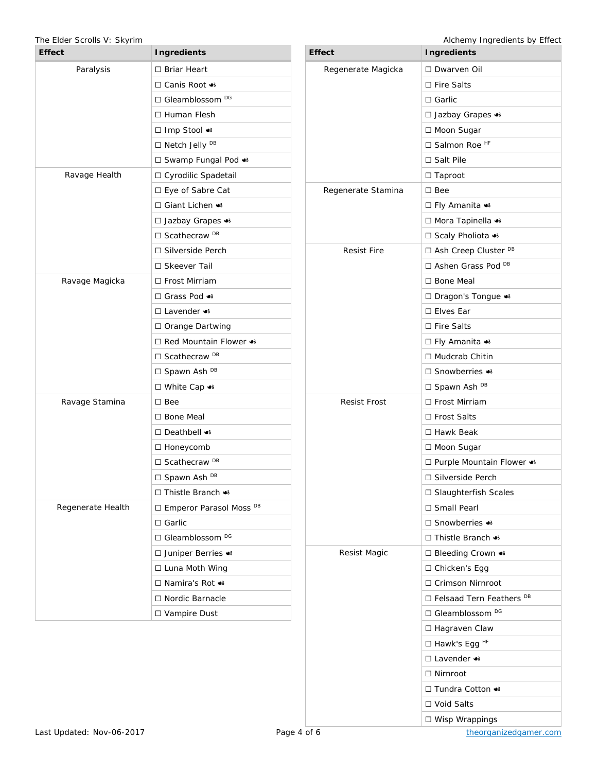| Effect | Ingredients |
| --- | --- |
| Paralysis | ☐ Briar Heart |
| | ☐ Canis Root ☙ |
| | ☐ Gleamblossom DG |
| | ☐ Human Flesh |
| | ☐ Imp Stool ☙ |
| | ☐ Netch Jelly DB |
| | ☐ Swamp Fungal Pod ☙ |
| Ravage Health | ☐ Cyrodilic Spadetail |
| | ☐ Eye of Sabre Cat |
| | ☐ Giant Lichen ☙ |
| | ☐ Jazbay Grapes ☙ |
| | ☐ Scathecraw DB |
| | ☐ Silverside Perch |
| | ☐ Skeever Tail |
| Ravage Magicka | ☐ Frost Mirriam |
| | ☐ Grass Pod ☙ |
| | ☐ Lavender ☙ |
| | ☐ Orange Dartwing |
| | ☐ Red Mountain Flower ☙ |
| | ☐ Scathecraw DB |
| | ☐ Spawn Ash DB |
| | ☐ White Cap ☙ |
| Ravage Stamina | ☐ Bee |
| | ☐ Bone Meal |
| | ☐ Deathbell ☙ |
| | ☐ Honeycomb |
| | ☐ Scathecraw DB |
| | ☐ Spawn Ash DB |
| | ☐ Thistle Branch ☙ |
| Regenerate Health | ☐ Emperor Parasol Moss DB |
| | ☐ Garlic |
| | ☐ Gleamblossom DG |
| | ☐ Juniper Berries ☙ |
| | ☐ Luna Moth Wing |
| | ☐ Namira's Rot ☙ |
| | ☐ Nordic Barnacle |
| | ☐ Vampire Dust |

| Effect | Ingredients |
| --- | --- |
| Regenerate Magicka | ☐ Dwarven Oil |
| | ☐ Fire Salts |
| | ☐ Garlic |
| | ☐ Jazbay Grapes ☙ |
| | ☐ Moon Sugar |
| | ☐ Salmon Roe HF |
| | ☐ Salt Pile |
| | ☐ Taproot |
| Regenerate Stamina | ☐ Bee |
| | ☐ Fly Amanita ☙ |
| | ☐ Mora Tapinella ☙ |
| | ☐ Scaly Pholiota ☙ |
| Resist Fire | ☐ Ash Creep Cluster DB |
| | ☐ Ashen Grass Pod DB |
| | ☐ Bone Meal |
| | ☐ Dragon's Tongue ☙ |
| | ☐ Elves Ear |
| | ☐ Fire Salts |
| | ☐ Fly Amanita ☙ |
| | ☐ Mudcrab Chitin |
| | ☐ Snowberries ☙ |
| | ☐ Spawn Ash DB |
| Resist Frost | ☐ Frost Mirriam |
| | ☐ Frost Salts |
| | ☐ Hawk Beak |
| | ☐ Moon Sugar |
| | ☐ Purple Mountain Flower ☙ |
| | ☐ Silverside Perch |
| | ☐ Slaughterfish Scales |
| | ☐ Small Pearl |
| | ☐ Snowberries ☙ |
| | ☐ Thistle Branch ☙ |
| Resist Magic | ☐ Bleeding Crown ☙ |
| | ☐ Chicken's Egg |
| | ☐ Crimson Nirnroot |
| | ☐ Felsaad Tern Feathers DB |
| | ☐ Gleamblossom DG |
| | ☐ Hagraven Claw |
| | ☐ Hawk's Egg HF |
| | ☐ Lavender ☙ |
| | ☐ Nirnroot |
| | ☐ Tundra Cotton ☙ |
| | ☐ Void Salts |
| | ☐ Wisp Wrappings |

Last Updated: Nov-06-2017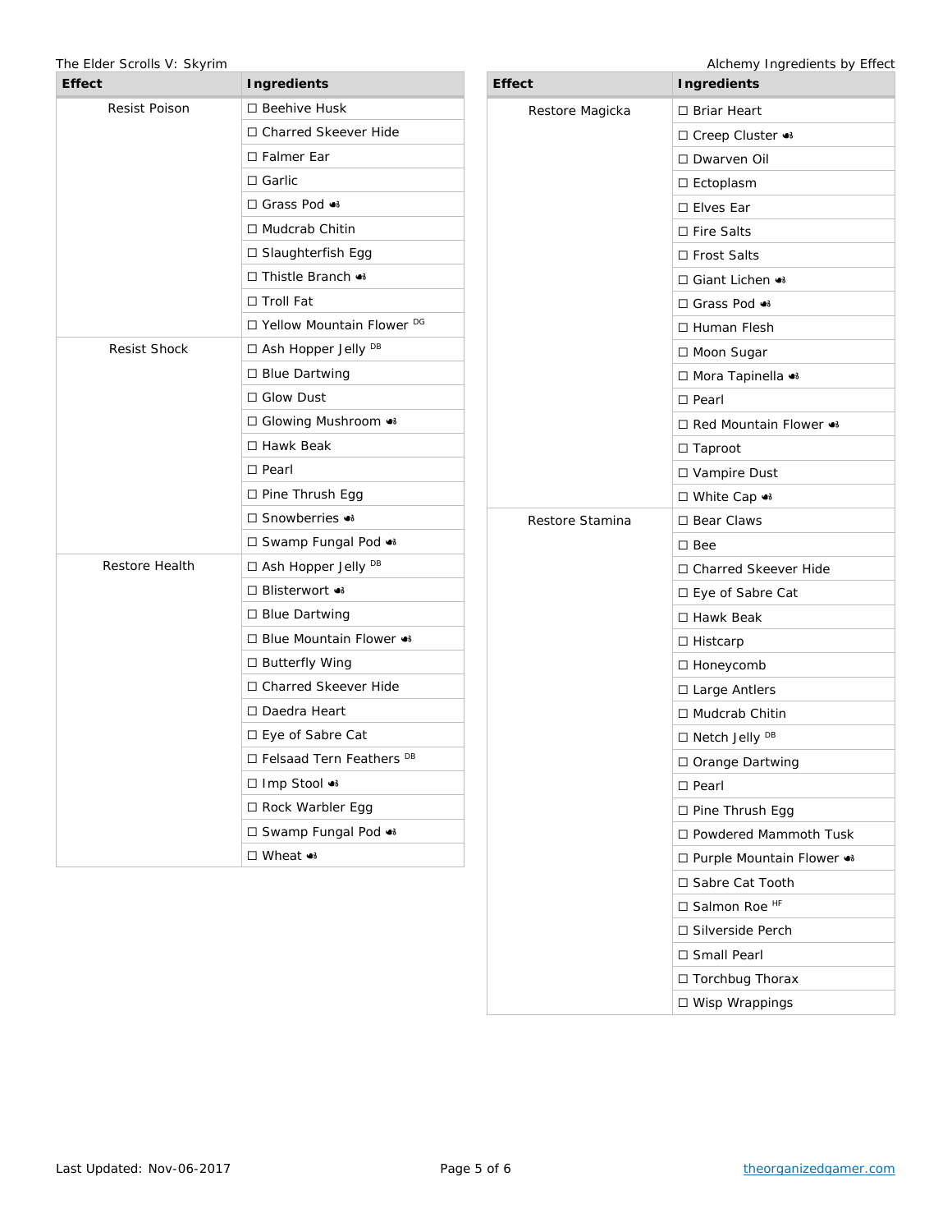| Effect | Ingredients |
|---|---|
| Resist Poison | ☐ Beehive Husk |
| | ☐ Charred Skeever Hide |
| | ☐ Falmer Ear |
| | ☐ Garlic |
| | ☐ Grass Pod |
| | ☐ Mudcrab Chitin |
| | ☐ Slaughterfish Egg |
| | ☐ Thistle Branch |
| | ☐ Troll Fat |
| | ☐ Yellow Mountain Flower DG |
| Resist Shock | ☐ Ash Hopper Jelly DB |
| | ☐ Blue Dartwing |
| | ☐ Glow Dust |
| | ☐ Glowing Mushroom |
| | ☐ Hawk Beak |
| | ☐ Pearl |
| | ☐ Pine Thrush Egg |
| | ☐ Snowberries |
| | ☐ Swamp Fungal Pod |
| Restore Health | ☐ Ash Hopper Jelly DB |
| | ☐ Blisterwort |
| | ☐ Blue Dartwing |
| | ☐ Blue Mountain Flower |
| | ☐ Butterfly Wing |
| | ☐ Charred Skeever Hide |
| | ☐ Daedra Heart |
| | ☐ Eye of Sabre Cat |
| | ☐ Felsaad Tern Feathers DB |
| | ☐ Imp Stool |
| | ☐ Rock Warbler Egg |
| | ☐ Swamp Fungal Pod |
| | ☐ Wheat |

| Effect | Ingredients |
|---|---|
| Restore Magicka | ☐ Briar Heart |
| | ☐ Creep Cluster |
| | ☐ Dwarven Oil |
| | ☐ Ectoplasm |
| | ☐ Elves Ear |
| | ☐ Fire Salts |
| | ☐ Frost Salts |
| | ☐ Giant Lichen |
| | ☐ Grass Pod |
| | ☐ Human Flesh |
| | ☐ Moon Sugar |
| | ☐ Mora Tapinella |
| | ☐ Pearl |
| | ☐ Red Mountain Flower |
| | ☐ Taproot |
| | ☐ Vampire Dust |
| | ☐ White Cap |
| Restore Stamina | ☐ Bear Claws |
| | ☐ Bee |
| | ☐ Charred Skeever Hide |
| | ☐ Eye of Sabre Cat |
| | ☐ Hawk Beak |
| | ☐ Histcarp |
| | ☐ Honeycomb |
| | ☐ Large Antlers |
| | ☐ Mudcrab Chitin |
| | ☐ Netch Jelly DB |
| | ☐ Orange Dartwing |
| | ☐ Pearl |
| | ☐ Pine Thrush Egg |
| | ☐ Powdered Mammoth Tusk |
| | ☐ Purple Mountain Flower |
| | ☐ Sabre Cat Tooth |
| | ☐ Salmon Roe HF |
| | ☐ Silverside Perch |
| | ☐ Small Pearl |
| | ☐ Torchbug Thorax |
| | ☐ Wisp Wrappings |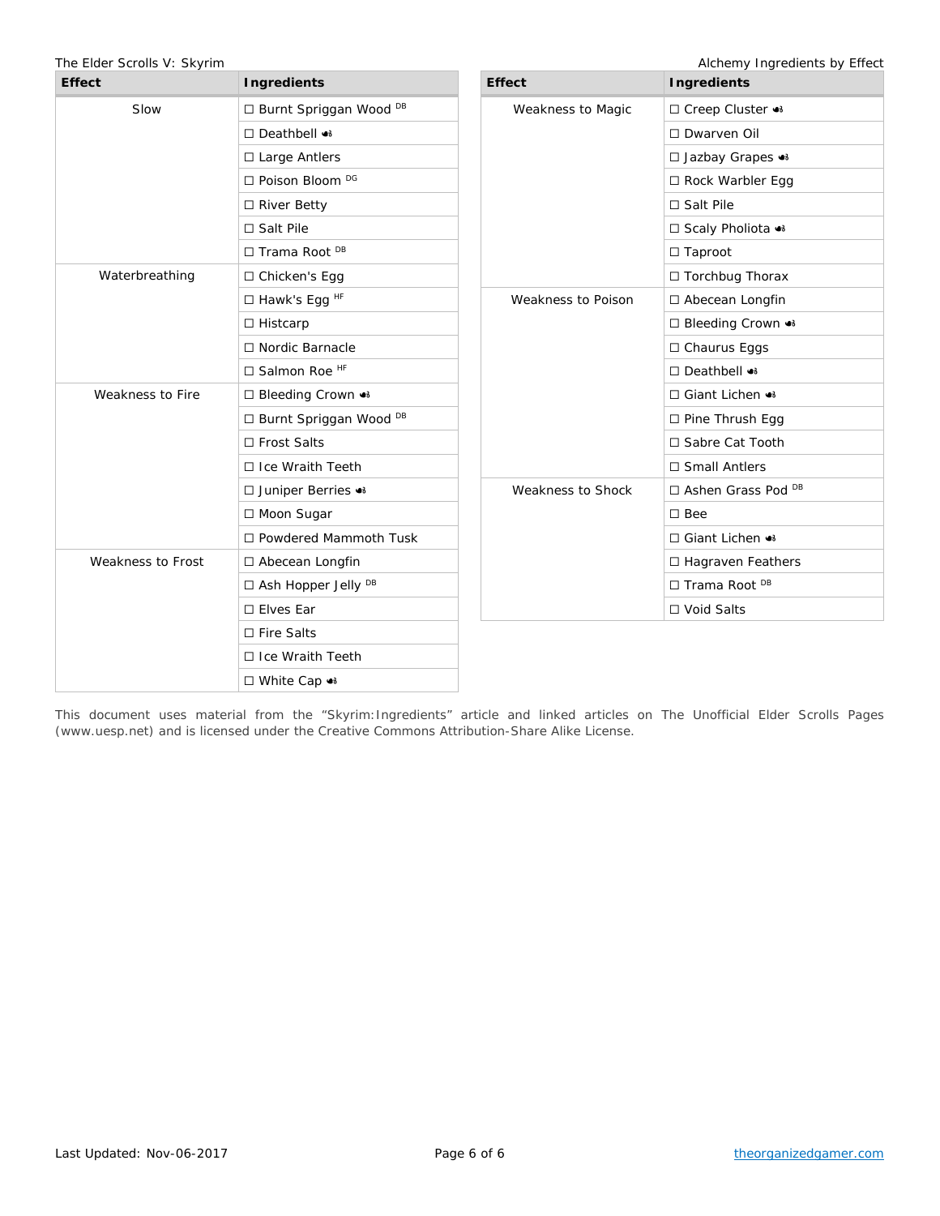| Effect | Ingredients |
|---|---|
| Slow | ☐ Burnt Spriggan Wood DB |
| | ☐ Deathbell 🍄 |
| | ☐ Large Antlers |
| | ☐ Poison Bloom DG |
| | ☐ River Betty |
| | ☐ Salt Pile |
| | ☐ Trama Root DB |
| Waterbreathing | ☐ Chicken's Egg |
| | ☐ Hawk's Egg HF |
| | ☐ Histcarp |
| | ☐ Nordic Barnacle |
| | ☐ Salmon Roe HF |
| Weakness to Fire | ☐ Bleeding Crown 🍄 |
| | ☐ Burnt Spriggan Wood DB |
| | ☐ Frost Salts |
| | ☐ Ice Wraith Teeth |
| | ☐ Juniper Berries 🍄 |
| | ☐ Moon Sugar |
| | ☐ Powdered Mammoth Tusk |
| Weakness to Frost | ☐ Abecean Longfin |
| | ☐ Ash Hopper Jelly DB |
| | ☐ Elves Ear |
| | ☐ Fire Salts |
| | ☐ Ice Wraith Teeth |
| | ☐ White Cap 🍄 |

| Effect | Ingredients |
|---|---|
| Weakness to Magic | ☐ Creep Cluster 🍄 |
| | ☐ Dwarven Oil |
| | ☐ Jazbay Grapes 🍄 |
| | ☐ Rock Warbler Egg |
| | ☐ Salt Pile |
| | ☐ Scaly Pholiota 🍄 |
| | ☐ Taproot |
| | ☐ Torchbug Thorax |
| Weakness to Poison | ☐ Abecean Longfin |
| | ☐ Bleeding Crown 🍄 |
| | ☐ Chaurus Eggs |
| | ☐ Deathbell 🍄 |
| | ☐ Giant Lichen 🍄 |
| | ☐ Pine Thrush Egg |
| | ☐ Sabre Cat Tooth |
| | ☐ Small Antlers |
| Weakness to Shock | ☐ Ashen Grass Pod DB |
| | ☐ Bee |
| | ☐ Giant Lichen 🍄 |
| | ☐ Hagraven Feathers |
| | ☐ Trama Root DB |
| | ☐ Void Salts |

This document uses material from the "Skyrim:Ingredients" article and linked articles on The Unofficial Elder Scrolls Pages (www.uesp.net) and is licensed under the Creative Commons Attribution-Share Alike License.

Last Updated: Nov-06-2017

theorganizedgamer.com